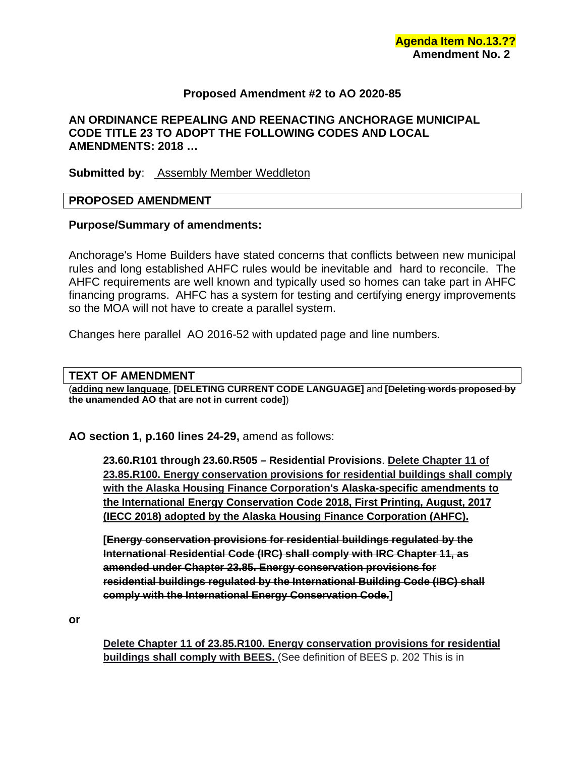**Agenda Item No.13.??**
**Amendment No. 2**

## Proposed Amendment #2 to AO 2020-85

**AN ORDINANCE REPEALING AND REENACTING ANCHORAGE MUNICIPAL CODE TITLE 23 TO ADOPT THE FOLLOWING CODES AND LOCAL AMENDMENTS: 2018 …**

**Submitted by**: Assembly Member Weddleton

### PROPOSED AMENDMENT

**Purpose/Summary of amendments:**

Anchorage's Home Builders have stated concerns that conflicts between new municipal rules and long established AHFC rules would be inevitable and hard to reconcile. The AHFC requirements are well known and typically used so homes can take part in AHFC financing programs. AHFC has a system for testing and certifying energy improvements so the MOA will not have to create a parallel system.

Changes here parallel AO 2016-52 with updated page and line numbers.

### TEXT OF AMENDMENT

(**adding new language**, **[DELETING CURRENT CODE LANGUAGE]** and **[~~Deleting words proposed by the unamended AO that are not in current code~~]**)

**AO section 1, p.160 lines 24-29,** amend as follows:

> **23.60.R101 through 23.60.R505 – Residential Provisions**. **Delete Chapter 11 of 23.85.R100. Energy conservation provisions for residential buildings shall comply with the Alaska Housing Finance Corporation's Alaska-specific amendments to the International Energy Conservation Code 2018, First Printing, August, 2017 (IECC 2018) adopted by the Alaska Housing Finance Corporation (AHFC).**
>
> **[~~Energy conservation provisions for residential buildings regulated by the International Residential Code (IRC) shall comply with IRC Chapter 11, as amended under Chapter 23.85. Energy conservation provisions for residential buildings regulated by the International Building Code (IBC) shall comply with the International Energy Conservation Code.~~]**

**or**

> **Delete Chapter 11 of 23.85.R100. Energy conservation provisions for residential buildings shall comply with BEES.** (See definition of BEES p. 202 This is in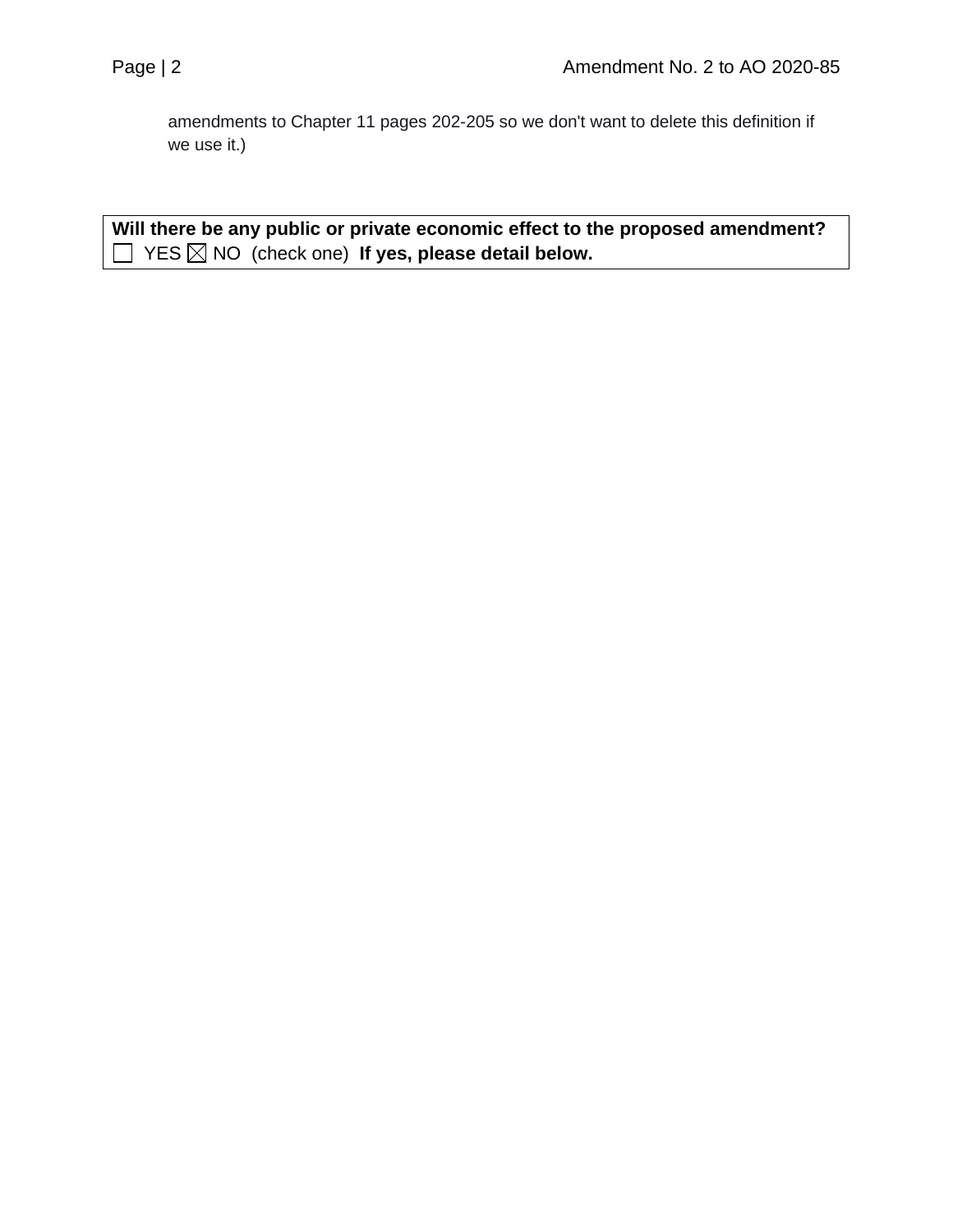amendments to Chapter 11 pages 202-205 so we don't want to delete this definition if we use it.)

| **Will there be any public or private economic effect to the proposed amendment?** |
| --- |
| ☐ YES ☒ NO (check one) **If yes, please detail below.** |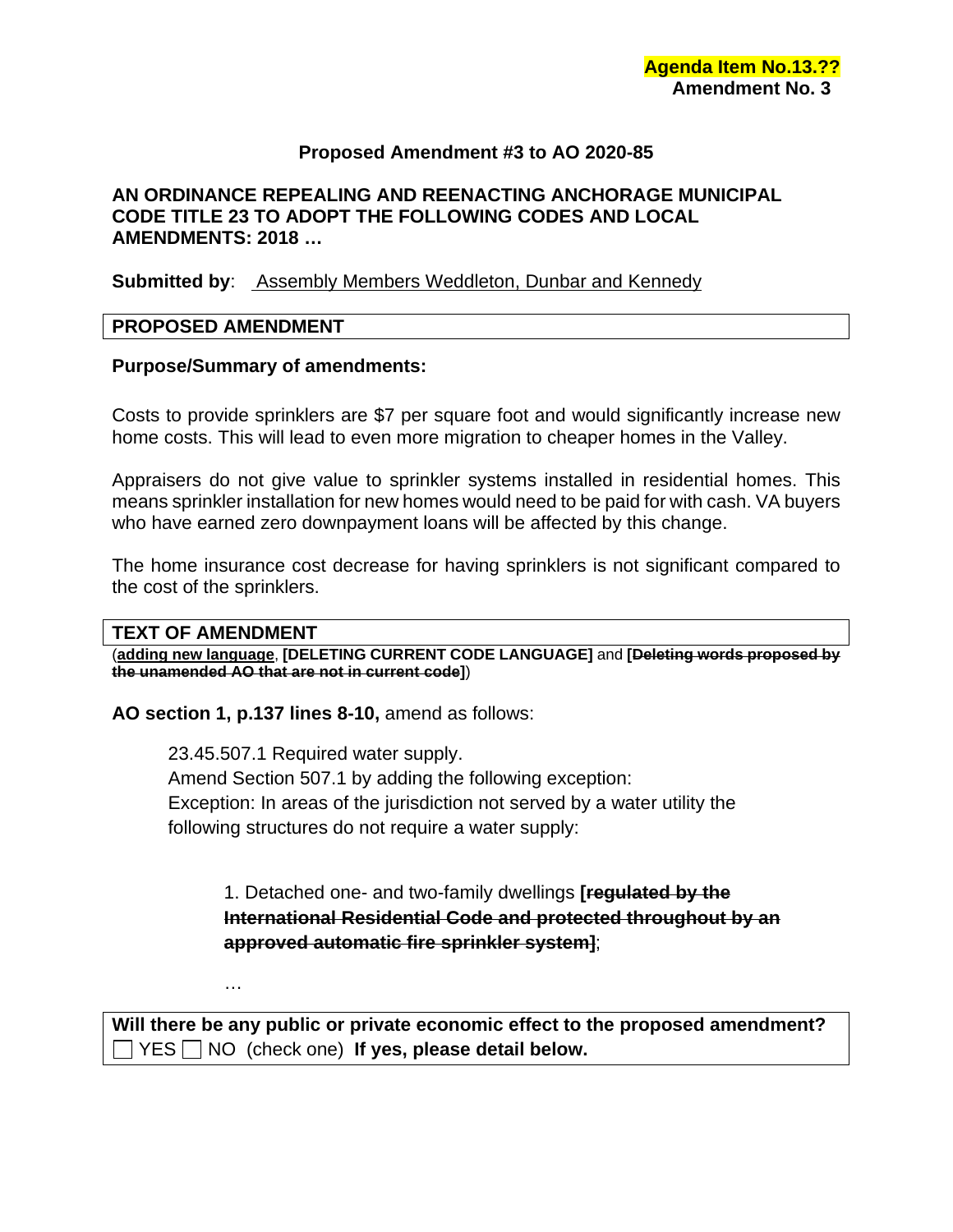**Agenda Item No.13.??**
**Amendment No. 3**

**Proposed Amendment #3 to AO 2020-85**

**AN ORDINANCE REPEALING AND REENACTING ANCHORAGE MUNICIPAL CODE TITLE 23 TO ADOPT THE FOLLOWING CODES AND LOCAL AMENDMENTS: 2018 …**

**Submitted by**: Assembly Members Weddleton, Dunbar and Kennedy

**PROPOSED AMENDMENT**

**Purpose/Summary of amendments:**

Costs to provide sprinklers are $7 per square foot and would significantly increase new home costs. This will lead to even more migration to cheaper homes in the Valley.

Appraisers do not give value to sprinkler systems installed in residential homes. This means sprinkler installation for new homes would need to be paid for with cash. VA buyers who have earned zero downpayment loans will be affected by this change.

The home insurance cost decrease for having sprinklers is not significant compared to the cost of the sprinklers.

**TEXT OF AMENDMENT**

(**adding new language**, **[DELETING CURRENT CODE LANGUAGE]** and **[~~Deleting words proposed by the unamended AO that are not in current code~~]**)

**AO section 1, p.137 lines 8-10,** amend as follows:

23.45.507.1 Required water supply.
Amend Section 507.1 by adding the following exception:
Exception: In areas of the jurisdiction not served by a water utility the following structures do not require a water supply:

1. Detached one- and two-family dwellings **[~~regulated by the International Residential Code and protected throughout by an approved automatic fire sprinkler system~~]**;

…

**Will there be any public or private economic effect to the proposed amendment?**
☐ YES ☐ NO (check one) **If yes, please detail below.**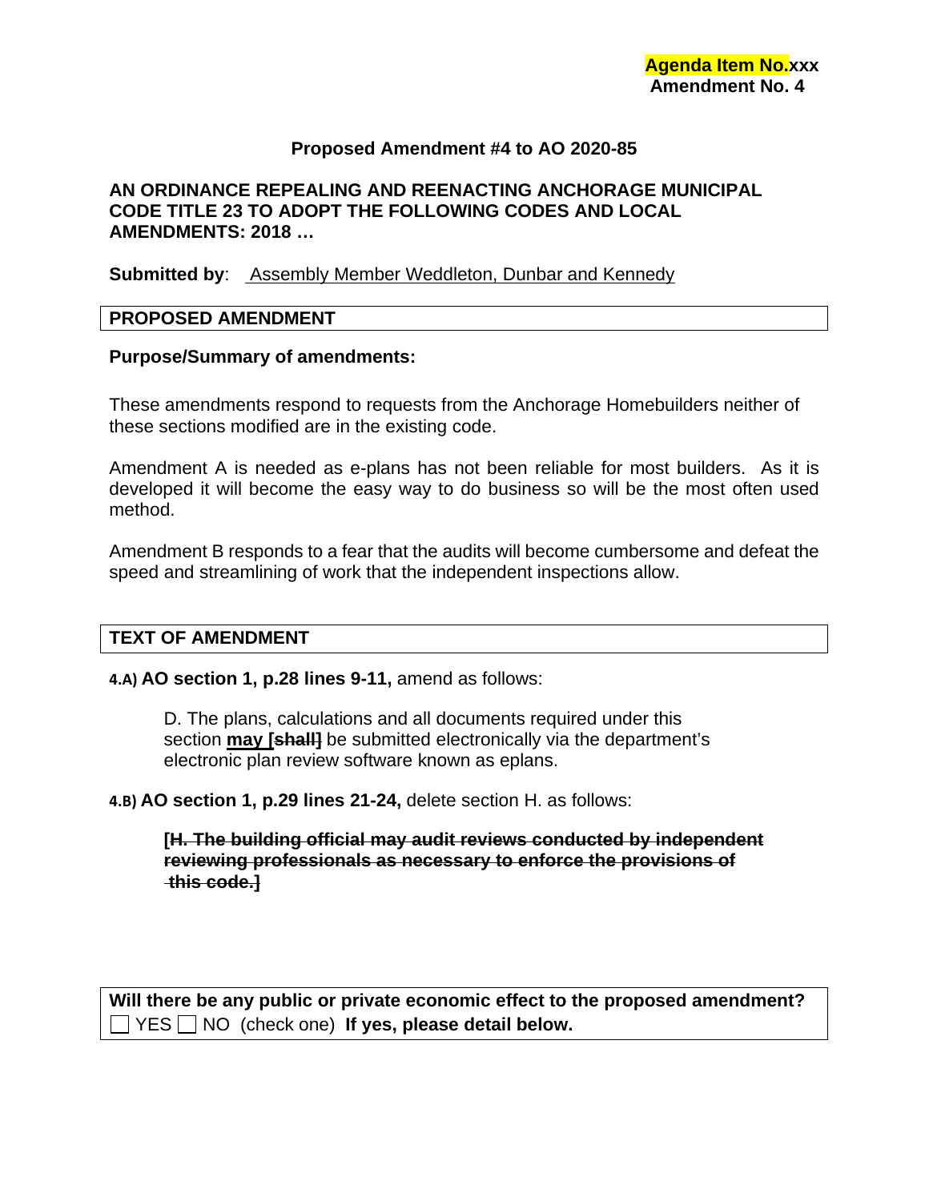**Agenda Item No.**xxx
**Amendment No. 4**

**Proposed Amendment #4 to AO 2020-85**

**AN ORDINANCE REPEALING AND REENACTING ANCHORAGE MUNICIPAL CODE TITLE 23 TO ADOPT THE FOLLOWING CODES AND LOCAL AMENDMENTS: 2018 …**

**Submitted by**: Assembly Member Weddleton, Dunbar and Kennedy

| **PROPOSED AMENDMENT** |
| --- |

**Purpose/Summary of amendments:**

These amendments respond to requests from the Anchorage Homebuilders neither of these sections modified are in the existing code.

Amendment A is needed as e-plans has not been reliable for most builders. As it is developed it will become the easy way to do business so will be the most often used method.

Amendment B responds to a fear that the audits will become cumbersome and defeat the speed and streamlining of work that the independent inspections allow.

| **TEXT OF AMENDMENT** |
| --- |

**4.A) AO section 1, p.28 lines 9-11,** amend as follows:

> D. The plans, calculations and all documents required under this section **may [~~shall~~]** be submitted electronically via the department's electronic plan review software known as eplans.

**4.B) AO section 1, p.29 lines 21-24,** delete section H. as follows:

> **[~~H. The building official may audit reviews conducted by independent reviewing professionals as necessary to enforce the provisions of this code.~~]**

| **Will there be any public or private economic effect to the proposed amendment?** ☐ YES ☐ NO (check one) **If yes, please detail below.** |
| --- |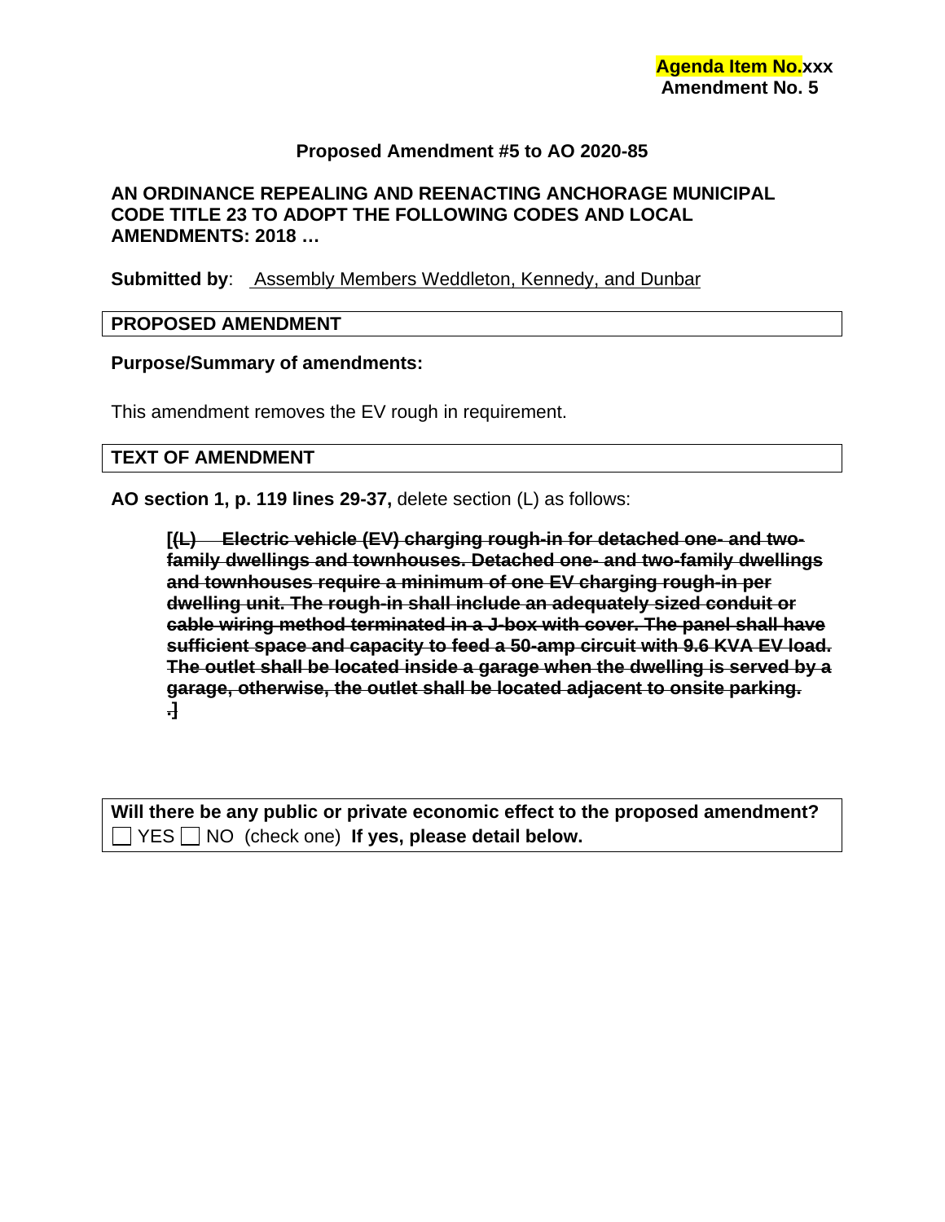**Agenda Item No.xxx**
**Amendment No. 5**

**Proposed Amendment #5 to AO 2020-85**

**AN ORDINANCE REPEALING AND REENACTING ANCHORAGE MUNICIPAL CODE TITLE 23 TO ADOPT THE FOLLOWING CODES AND LOCAL AMENDMENTS: 2018 …**

**Submitted by**: Assembly Members Weddleton, Kennedy, and Dunbar

**PROPOSED AMENDMENT**

**Purpose/Summary of amendments:**

This amendment removes the EV rough in requirement.

**TEXT OF AMENDMENT**

**AO section 1, p. 119 lines 29-37,** delete section (L) as follows:

> **[~~(L) Electric vehicle (EV) charging rough-in for detached one- and two-family dwellings and townhouses. Detached one- and two-family dwellings and townhouses require a minimum of one EV charging rough-in per dwelling unit. The rough-in shall include an adequately sized conduit or cable wiring method terminated in a J-box with cover. The panel shall have sufficient space and capacity to feed a 50-amp circuit with 9.6 KVA EV load. The outlet shall be located inside a garage when the dwelling is served by a garage, otherwise, the outlet shall be located adjacent to onsite parking. .~~]**

**Will there be any public or private economic effect to the proposed amendment?**
☐ YES ☐ NO (check one) **If yes, please detail below.**